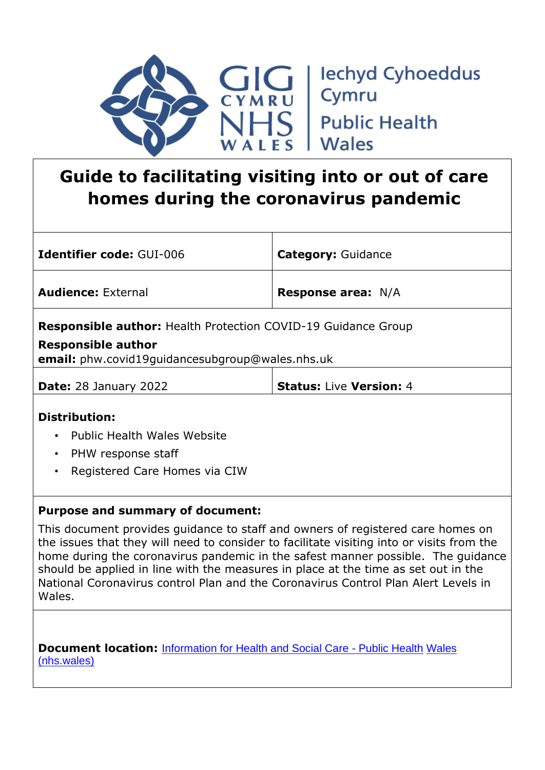Iechyd Cyhoeddus Cymru
Public Health Wales

# Guide to facilitating visiting into or out of care homes during the coronavirus pandemic

| **Identifier code:** GUI-006 | **Category:** Guidance |
|---|---|
| **Audience:** External | **Response area:** N/A |

**Responsible author:** Health Protection COVID-19 Guidance Group

**Responsible author email:** phw.covid19guidancesubgroup@wales.nhs.uk

| **Date:** 28 January 2022 | **Status:** Live **Version:** 4 |
|---|---|

**Distribution:**

- Public Health Wales Website
- PHW response staff
- Registered Care Homes via CIW

**Purpose and summary of document:**

This document provides guidance to staff and owners of registered care homes on the issues that they will need to consider to facilitate visiting into or visits from the home during the coronavirus pandemic in the safest manner possible. The guidance should be applied in line with the measures in place at the time as set out in the National Coronavirus control Plan and the Coronavirus Control Plan Alert Levels in Wales.

**Document location:** [Information for Health and Social Care - Public Health Wales (nhs.wales)]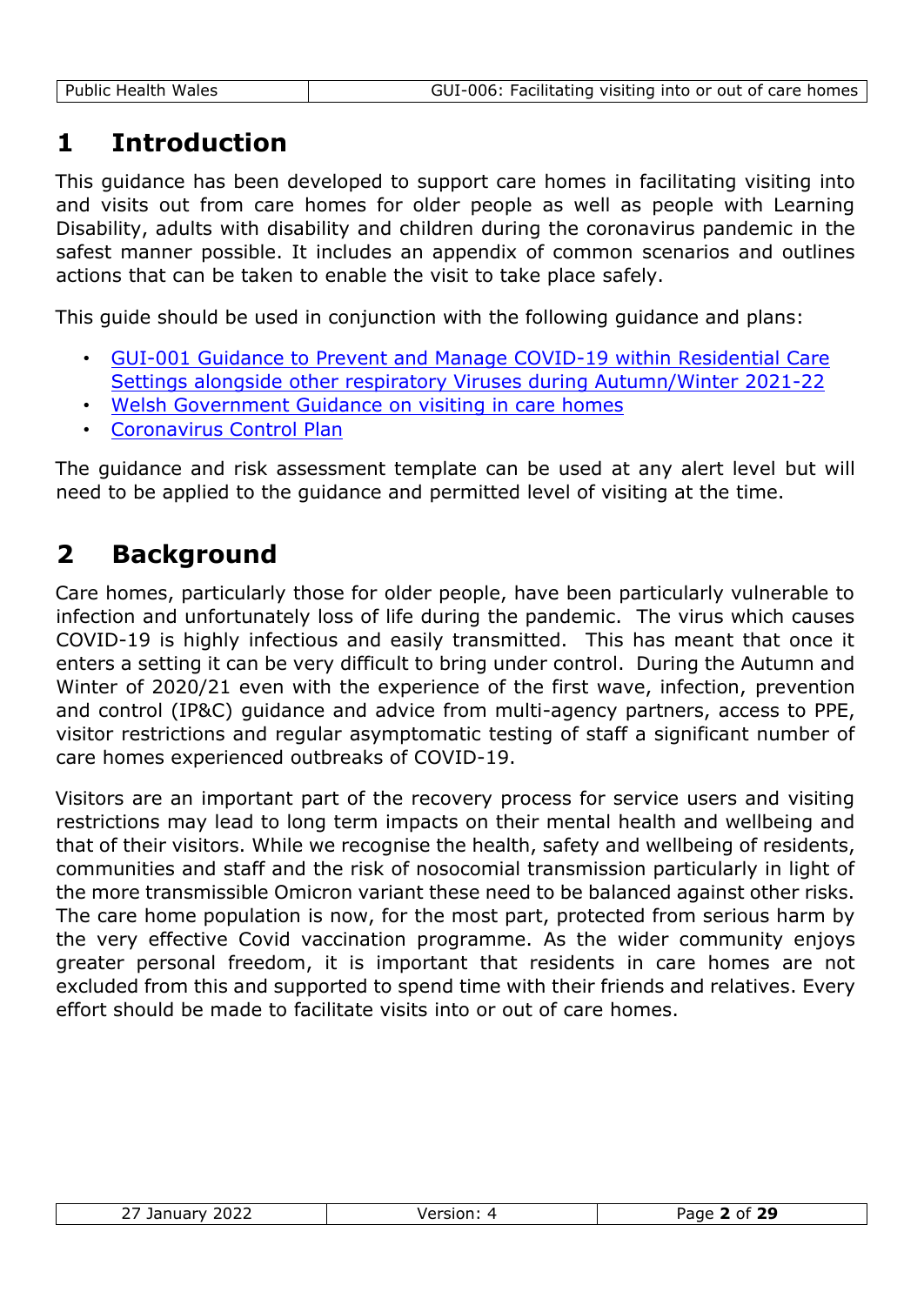# 1 Introduction

This guidance has been developed to support care homes in facilitating visiting into and visits out from care homes for older people as well as people with Learning Disability, adults with disability and children during the coronavirus pandemic in the safest manner possible. It includes an appendix of common scenarios and outlines actions that can be taken to enable the visit to take place safely.

This guide should be used in conjunction with the following guidance and plans:

- GUI-001 Guidance to Prevent and Manage COVID-19 within Residential Care Settings alongside other respiratory Viruses during Autumn/Winter 2021-22
- Welsh Government Guidance on visiting in care homes
- Coronavirus Control Plan

The guidance and risk assessment template can be used at any alert level but will need to be applied to the guidance and permitted level of visiting at the time.

# 2 Background

Care homes, particularly those for older people, have been particularly vulnerable to infection and unfortunately loss of life during the pandemic. The virus which causes COVID-19 is highly infectious and easily transmitted. This has meant that once it enters a setting it can be very difficult to bring under control. During the Autumn and Winter of 2020/21 even with the experience of the first wave, infection, prevention and control (IP&C) guidance and advice from multi-agency partners, access to PPE, visitor restrictions and regular asymptomatic testing of staff a significant number of care homes experienced outbreaks of COVID-19.

Visitors are an important part of the recovery process for service users and visiting restrictions may lead to long term impacts on their mental health and wellbeing and that of their visitors. While we recognise the health, safety and wellbeing of residents, communities and staff and the risk of nosocomial transmission particularly in light of the more transmissible Omicron variant these need to be balanced against other risks. The care home population is now, for the most part, protected from serious harm by the very effective Covid vaccination programme. As the wider community enjoys greater personal freedom, it is important that residents in care homes are not excluded from this and supported to spend time with their friends and relatives. Every effort should be made to facilitate visits into or out of care homes.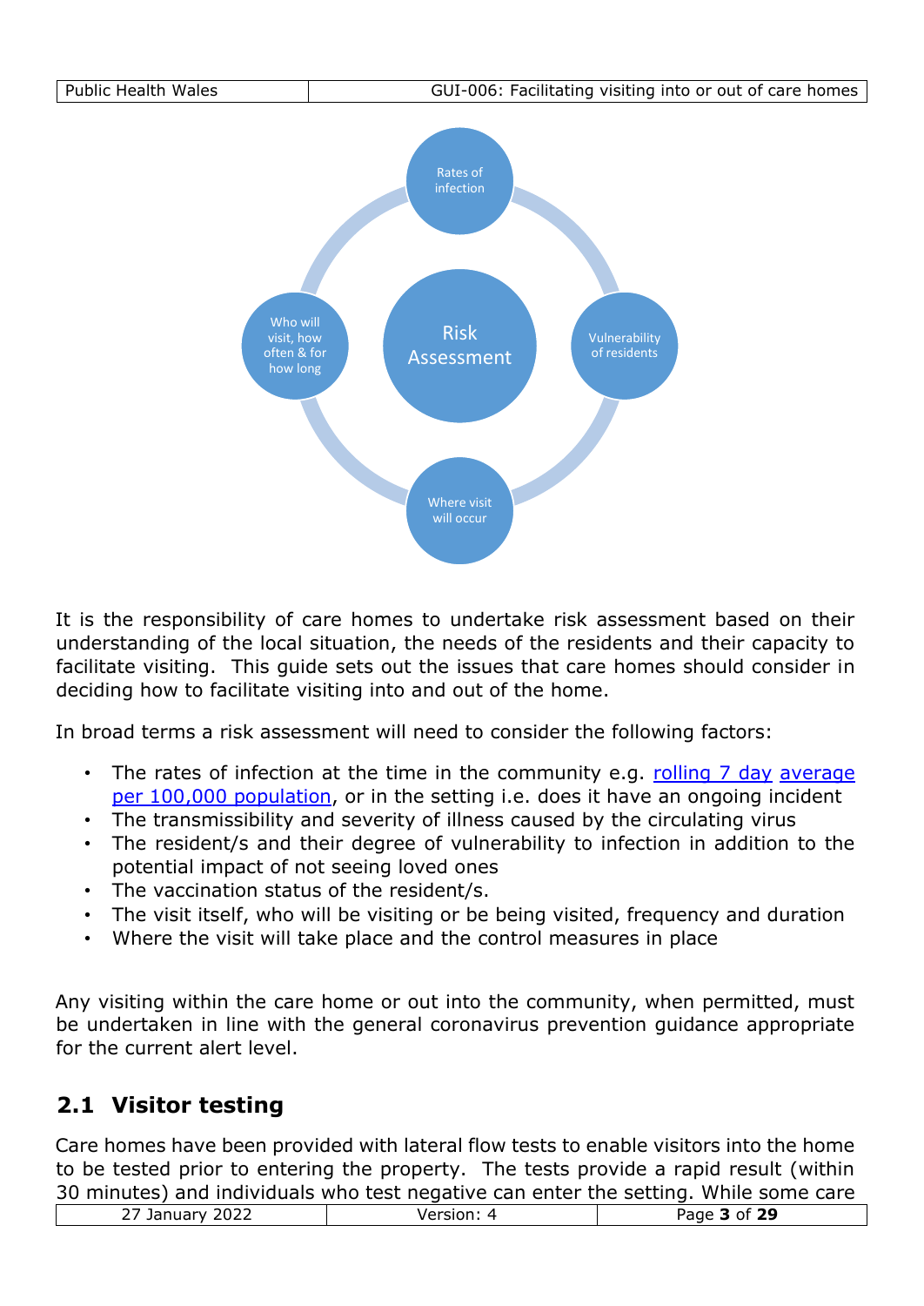Rates of infection

Vulnerability of residents

Where visit will occur

Who will visit, how often & for how long

Risk Assessment

It is the responsibility of care homes to undertake risk assessment based on their understanding of the local situation, the needs of the residents and their capacity to facilitate visiting. This guide sets out the issues that care homes should consider in deciding how to facilitate visiting into and out of the home.

In broad terms a risk assessment will need to consider the following factors:

- The rates of infection at the time in the community e.g. rolling 7 day average per 100,000 population, or in the setting i.e. does it have an ongoing incident
- The transmissibility and severity of illness caused by the circulating virus
- The resident/s and their degree of vulnerability to infection in addition to the potential impact of not seeing loved ones
- The vaccination status of the resident/s.
- The visit itself, who will be visiting or be being visited, frequency and duration
- Where the visit will take place and the control measures in place

Any visiting within the care home or out into the community, when permitted, must be undertaken in line with the general coronavirus prevention guidance appropriate for the current alert level.

## 2.1 Visitor testing

Care homes have been provided with lateral flow tests to enable visitors into the home to be tested prior to entering the property. The tests provide a rapid result (within 30 minutes) and individuals who test negative can enter the setting. While some care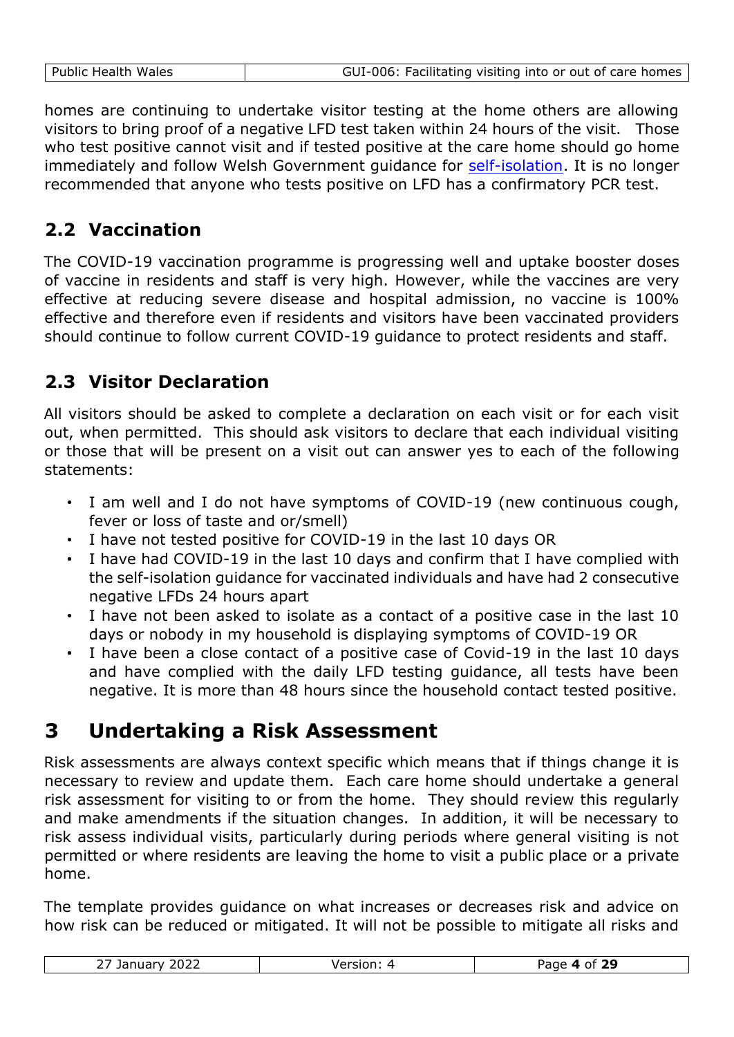homes are continuing to undertake visitor testing at the home others are allowing visitors to bring proof of a negative LFD test taken within 24 hours of the visit. Those who test positive cannot visit and if tested positive at the care home should go home immediately and follow Welsh Government guidance for self-isolation. It is no longer recommended that anyone who tests positive on LFD has a confirmatory PCR test.

## 2.2 Vaccination

The COVID-19 vaccination programme is progressing well and uptake booster doses of vaccine in residents and staff is very high. However, while the vaccines are very effective at reducing severe disease and hospital admission, no vaccine is 100% effective and therefore even if residents and visitors have been vaccinated providers should continue to follow current COVID-19 guidance to protect residents and staff.

## 2.3 Visitor Declaration

All visitors should be asked to complete a declaration on each visit or for each visit out, when permitted. This should ask visitors to declare that each individual visiting or those that will be present on a visit out can answer yes to each of the following statements:

- I am well and I do not have symptoms of COVID-19 (new continuous cough, fever or loss of taste and or/smell)
- I have not tested positive for COVID-19 in the last 10 days OR
- I have had COVID-19 in the last 10 days and confirm that I have complied with the self-isolation guidance for vaccinated individuals and have had 2 consecutive negative LFDs 24 hours apart
- I have not been asked to isolate as a contact of a positive case in the last 10 days or nobody in my household is displaying symptoms of COVID-19 OR
- I have been a close contact of a positive case of Covid-19 in the last 10 days and have complied with the daily LFD testing guidance, all tests have been negative. It is more than 48 hours since the household contact tested positive.

# 3 Undertaking a Risk Assessment

Risk assessments are always context specific which means that if things change it is necessary to review and update them. Each care home should undertake a general risk assessment for visiting to or from the home. They should review this regularly and make amendments if the situation changes. In addition, it will be necessary to risk assess individual visits, particularly during periods where general visiting is not permitted or where residents are leaving the home to visit a public place or a private home.

The template provides guidance on what increases or decreases risk and advice on how risk can be reduced or mitigated. It will not be possible to mitigate all risks and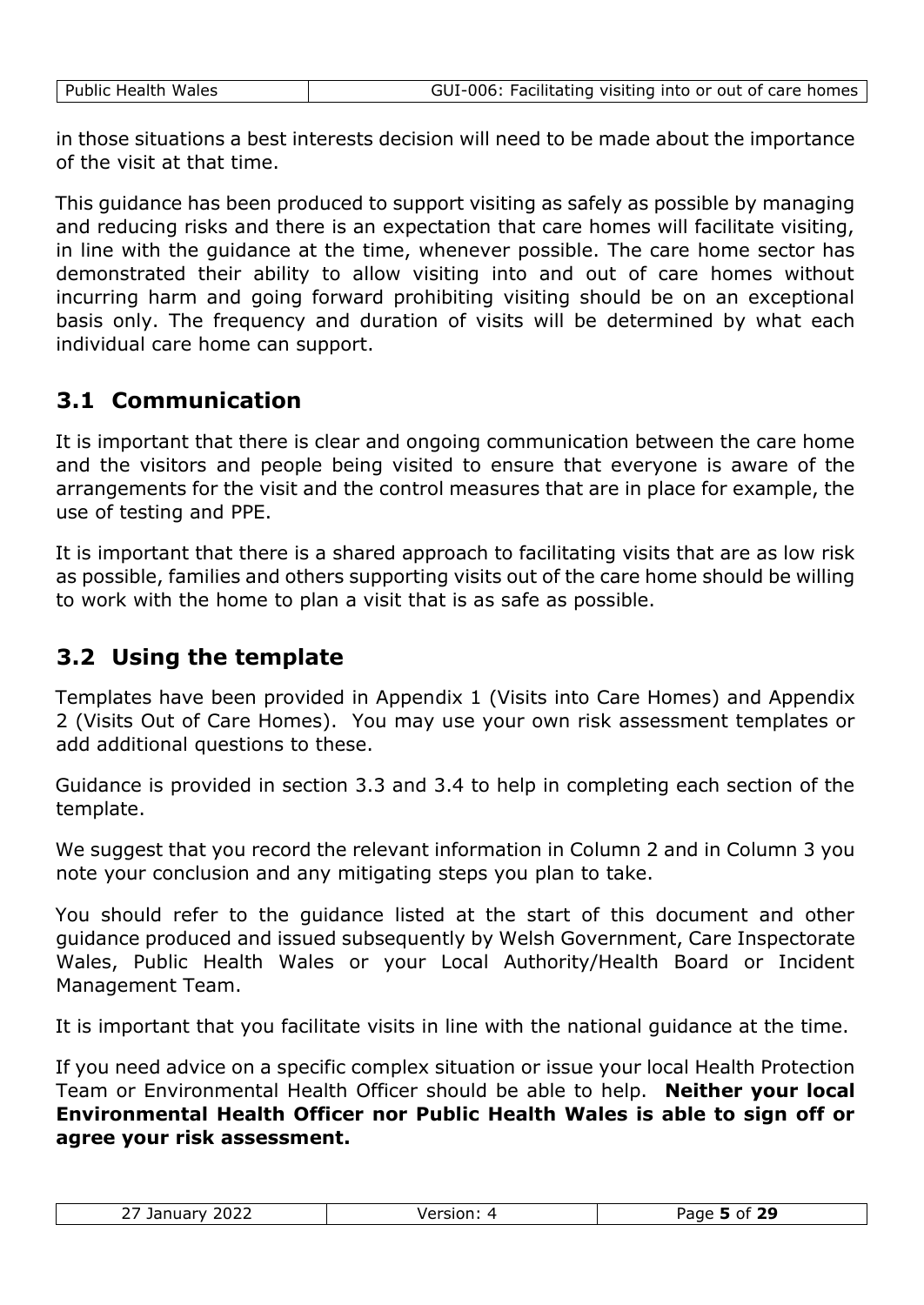in those situations a best interests decision will need to be made about the importance of the visit at that time.

This guidance has been produced to support visiting as safely as possible by managing and reducing risks and there is an expectation that care homes will facilitate visiting, in line with the guidance at the time, whenever possible. The care home sector has demonstrated their ability to allow visiting into and out of care homes without incurring harm and going forward prohibiting visiting should be on an exceptional basis only. The frequency and duration of visits will be determined by what each individual care home can support.

## 3.1 Communication

It is important that there is clear and ongoing communication between the care home and the visitors and people being visited to ensure that everyone is aware of the arrangements for the visit and the control measures that are in place for example, the use of testing and PPE.

It is important that there is a shared approach to facilitating visits that are as low risk as possible, families and others supporting visits out of the care home should be willing to work with the home to plan a visit that is as safe as possible.

## 3.2 Using the template

Templates have been provided in Appendix 1 (Visits into Care Homes) and Appendix 2 (Visits Out of Care Homes). You may use your own risk assessment templates or add additional questions to these.

Guidance is provided in section 3.3 and 3.4 to help in completing each section of the template.

We suggest that you record the relevant information in Column 2 and in Column 3 you note your conclusion and any mitigating steps you plan to take.

You should refer to the guidance listed at the start of this document and other guidance produced and issued subsequently by Welsh Government, Care Inspectorate Wales, Public Health Wales or your Local Authority/Health Board or Incident Management Team.

It is important that you facilitate visits in line with the national guidance at the time.

If you need advice on a specific complex situation or issue your local Health Protection Team or Environmental Health Officer should be able to help. **Neither your local Environmental Health Officer nor Public Health Wales is able to sign off or agree your risk assessment.**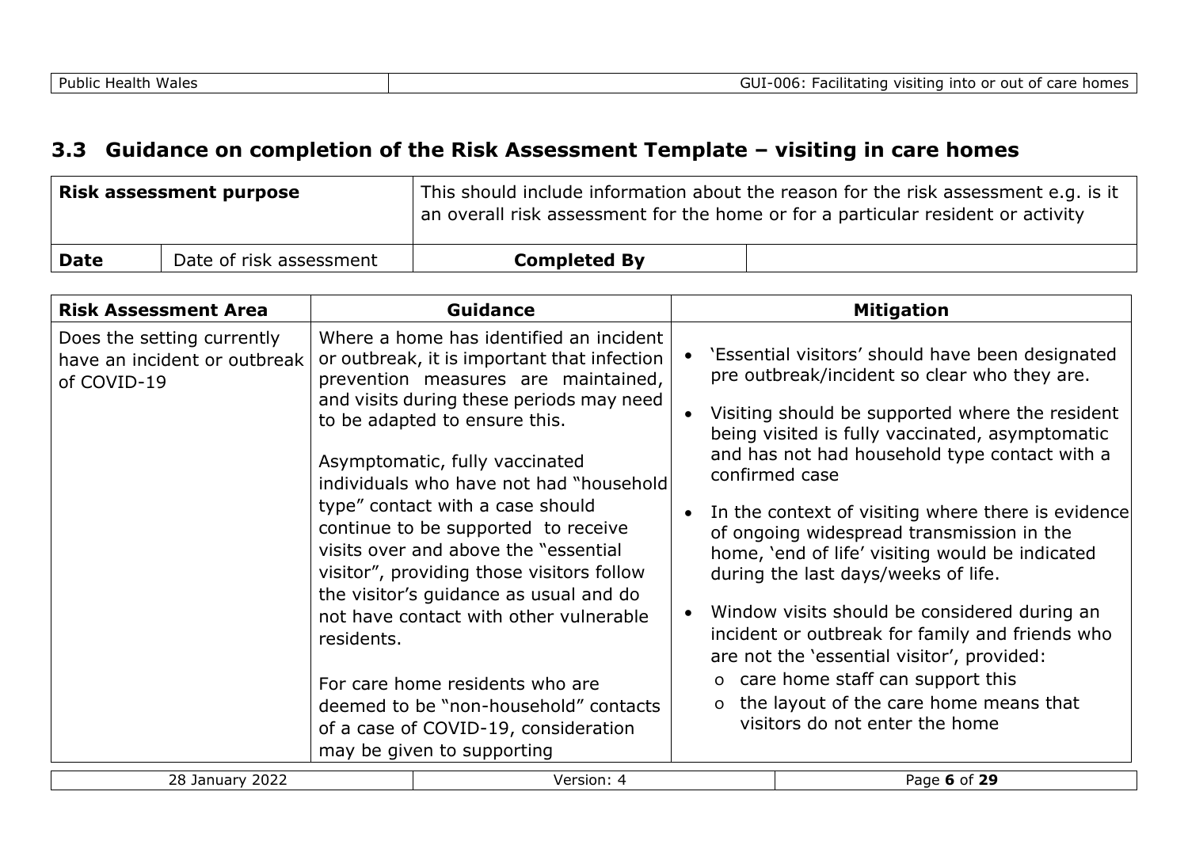## 3.3 Guidance on completion of the Risk Assessment Template – visiting in care homes

| **Risk assessment purpose** | | This should include information about the reason for the risk assessment e.g. is it an overall risk assessment for the home or for a particular resident or activity | |
|---|---|---|---|
| **Date** | Date of risk assessment | **Completed By** | |

| **Risk Assessment Area** | **Guidance** | **Mitigation** |
|---|---|---|
| Does the setting currently have an incident or outbreak of COVID-19 | Where a home has identified an incident or outbreak, it is important that infection prevention measures are maintained, and visits during these periods may need to be adapted to ensure this.<br><br>Asymptomatic, fully vaccinated individuals who have not had "household type" contact with a case should continue to be supported to receive visits over and above the "essential visitor", providing those visitors follow the visitor's guidance as usual and do not have contact with other vulnerable residents.<br><br>For care home residents who are deemed to be "non-household" contacts of a case of COVID-19, consideration may be given to supporting | • 'Essential visitors' should have been designated pre outbreak/incident so clear who they are.<br>• Visiting should be supported where the resident being visited is fully vaccinated, asymptomatic and has not had household type contact with a confirmed case<br>• In the context of visiting where there is evidence of ongoing widespread transmission in the home, 'end of life' visiting would be indicated during the last days/weeks of life.<br>• Window visits should be considered during an incident or outbreak for family and friends who are not the 'essential visitor', provided:<br>&nbsp;&nbsp;o care home staff can support this<br>&nbsp;&nbsp;o the layout of the care home means that visitors do not enter the home |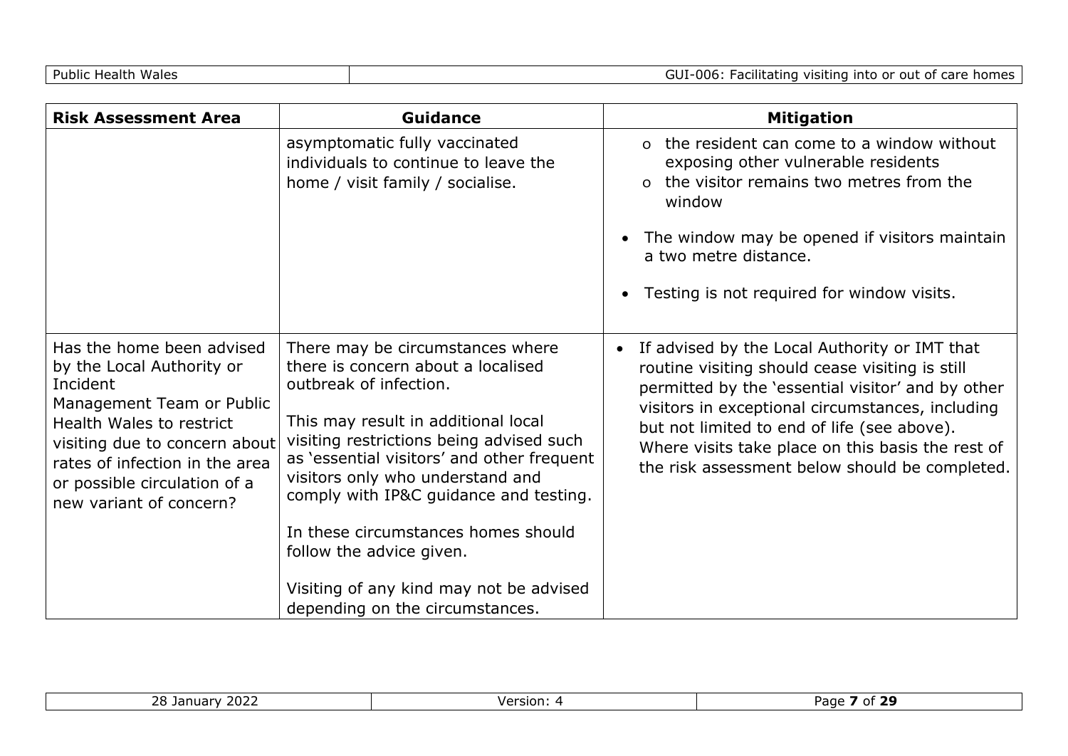| Risk Assessment Area | Guidance | Mitigation |
|---|---|---|
| | asymptomatic fully vaccinated individuals to continue to leave the home / visit family / socialise. | o the resident can come to a window without exposing other vulnerable residents<br>o the visitor remains two metres from the window<br><br>• The window may be opened if visitors maintain a two metre distance.<br><br>• Testing is not required for window visits. |
| Has the home been advised by the Local Authority or Incident Management Team or Public Health Wales to restrict visiting due to concern about rates of infection in the area or possible circulation of a new variant of concern? | There may be circumstances where there is concern about a localised outbreak of infection.<br><br>This may result in additional local visiting restrictions being advised such as 'essential visitors' and other frequent visitors only who understand and comply with IP&C guidance and testing.<br><br>In these circumstances homes should follow the advice given.<br><br>Visiting of any kind may not be advised depending on the circumstances. | • If advised by the Local Authority or IMT that routine visiting should cease visiting is still permitted by the 'essential visitor' and by other visitors in exceptional circumstances, including but not limited to end of life (see above). Where visits take place on this basis the rest of the risk assessment below should be completed. |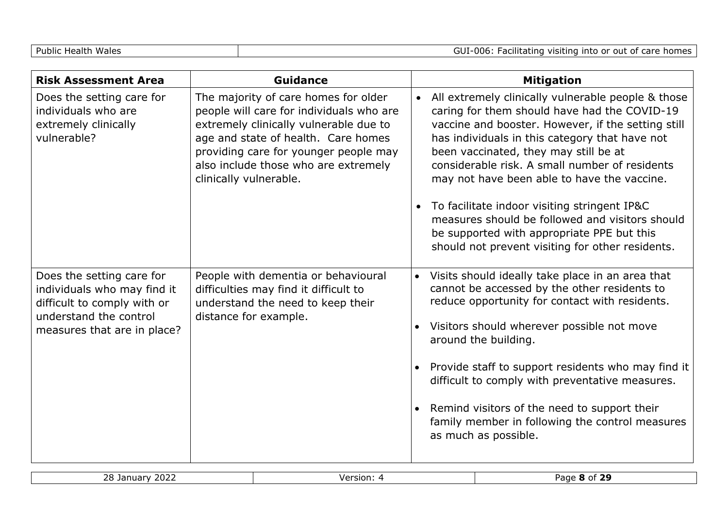| Risk Assessment Area | Guidance | Mitigation |
| --- | --- | --- |
| Does the setting care for individuals who are extremely clinically vulnerable? | The majority of care homes for older people will care for individuals who are extremely clinically vulnerable due to age and state of health. Care homes providing care for younger people may also include those who are extremely clinically vulnerable. | • All extremely clinically vulnerable people & those caring for them should have had the COVID-19 vaccine and booster. However, if the setting still has individuals in this category that have not been vaccinated, they may still be at considerable risk. A small number of residents may not have been able to have the vaccine.<br><br>• To facilitate indoor visiting stringent IP&C measures should be followed and visitors should be supported with appropriate PPE but this should not prevent visiting for other residents. |
| Does the setting care for individuals who may find it difficult to comply with or understand the control measures that are in place? | People with dementia or behavioural difficulties may find it difficult to understand the need to keep their distance for example. | • Visits should ideally take place in an area that cannot be accessed by the other residents to reduce opportunity for contact with residents.<br><br>• Visitors should wherever possible not move around the building.<br><br>• Provide staff to support residents who may find it difficult to comply with preventative measures.<br><br>• Remind visitors of the need to support their family member in following the control measures as much as possible. |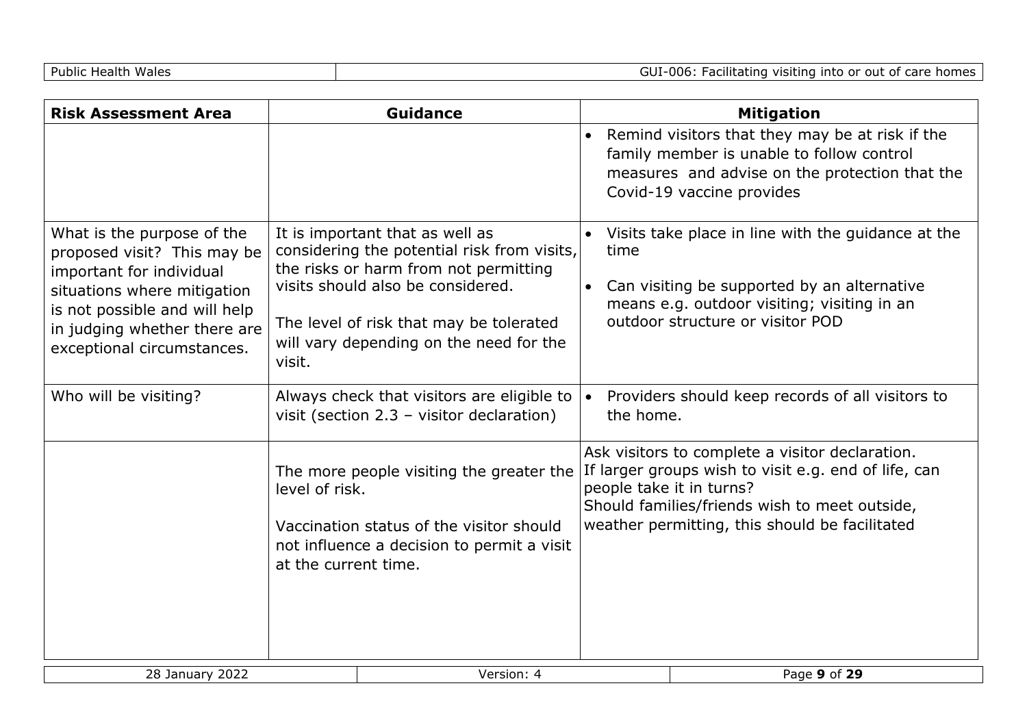| Risk Assessment Area | Guidance | Mitigation |
|---|---|---|
| | | • Remind visitors that they may be at risk if the family member is unable to follow control measures and advise on the protection that the Covid-19 vaccine provides |
| What is the purpose of the proposed visit? This may be important for individual situations where mitigation is not possible and will help in judging whether there are exceptional circumstances. | It is important that as well as considering the potential risk from visits, the risks or harm from not permitting visits should also be considered.<br><br>The level of risk that may be tolerated will vary depending on the need for the visit. | • Visits take place in line with the guidance at the time<br>• Can visiting be supported by an alternative means e.g. outdoor visiting; visiting in an outdoor structure or visitor POD |
| Who will be visiting? | Always check that visitors are eligible to visit (section 2.3 – visitor declaration) | • Providers should keep records of all visitors to the home. |
| | The more people visiting the greater the level of risk.<br><br>Vaccination status of the visitor should not influence a decision to permit a visit at the current time. | Ask visitors to complete a visitor declaration.<br>If larger groups wish to visit e.g. end of life, can people take it in turns?<br>Should families/friends wish to meet outside, weather permitting, this should be facilitated |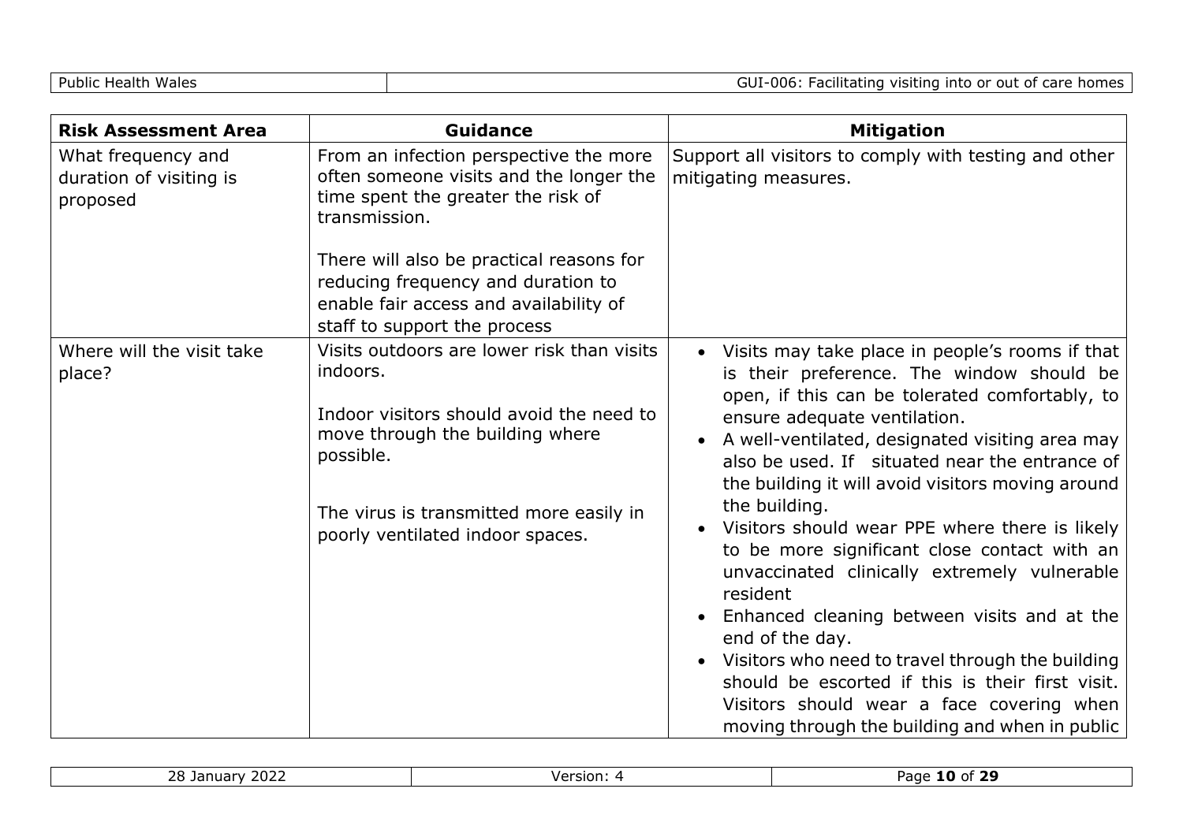| Risk Assessment Area | Guidance | Mitigation |
| --- | --- | --- |
| What frequency and duration of visiting is proposed | From an infection perspective the more often someone visits and the longer the time spent the greater the risk of transmission.<br><br>There will also be practical reasons for reducing frequency and duration to enable fair access and availability of staff to support the process | Support all visitors to comply with testing and other mitigating measures. |
| Where will the visit take place? | Visits outdoors are lower risk than visits indoors.<br><br>Indoor visitors should avoid the need to move through the building where possible.<br><br>The virus is transmitted more easily in poorly ventilated indoor spaces. | • Visits may take place in people's rooms if that is their preference. The window should be open, if this can be tolerated comfortably, to ensure adequate ventilation.<br>• A well-ventilated, designated visiting area may also be used. If situated near the entrance of the building it will avoid visitors moving around the building.<br>• Visitors should wear PPE where there is likely to be more significant close contact with an unvaccinated clinically extremely vulnerable resident<br>• Enhanced cleaning between visits and at the end of the day.<br>• Visitors who need to travel through the building should be escorted if this is their first visit. Visitors should wear a face covering when moving through the building and when in public |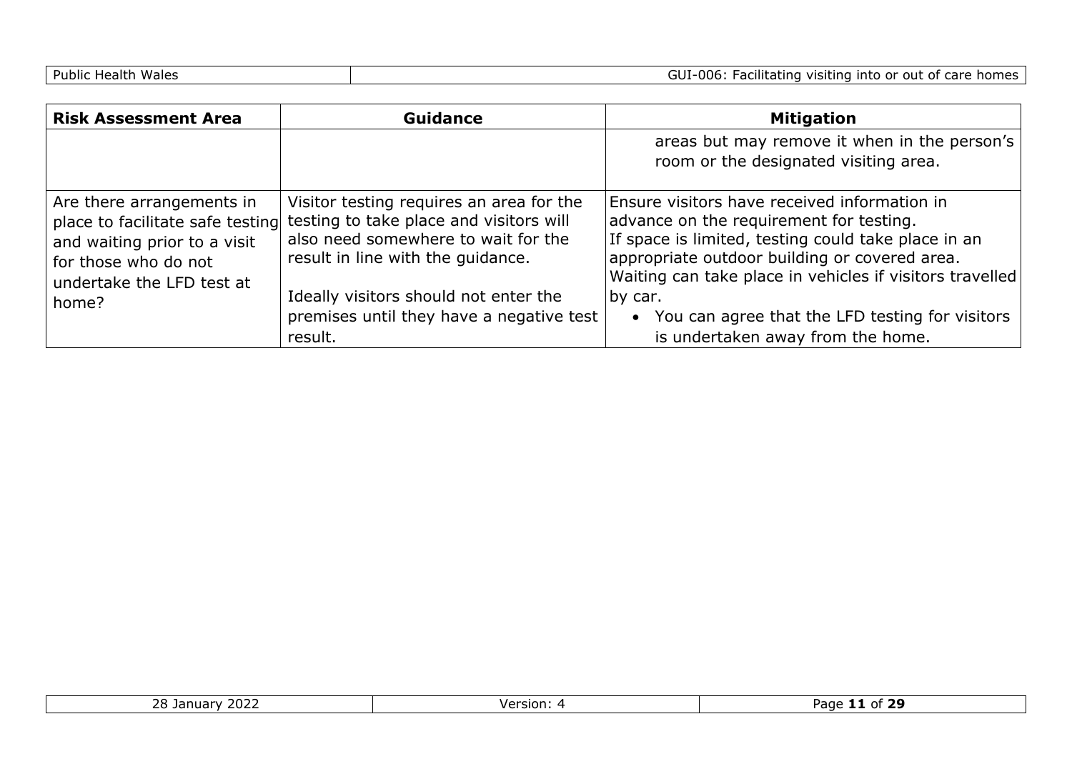| Risk Assessment Area | Guidance | Mitigation |
| --- | --- | --- |
| | | areas but may remove it when in the person's room or the designated visiting area. |
| Are there arrangements in place to facilitate safe testing and waiting prior to a visit for those who do not undertake the LFD test at home? | Visitor testing requires an area for the testing to take place and visitors will also need somewhere to wait for the result in line with the guidance.<br><br>Ideally visitors should not enter the premises until they have a negative test result. | Ensure visitors have received information in advance on the requirement for testing.<br>If space is limited, testing could take place in an appropriate outdoor building or covered area.<br>Waiting can take place in vehicles if visitors travelled by car.<br>• You can agree that the LFD testing for visitors is undertaken away from the home. |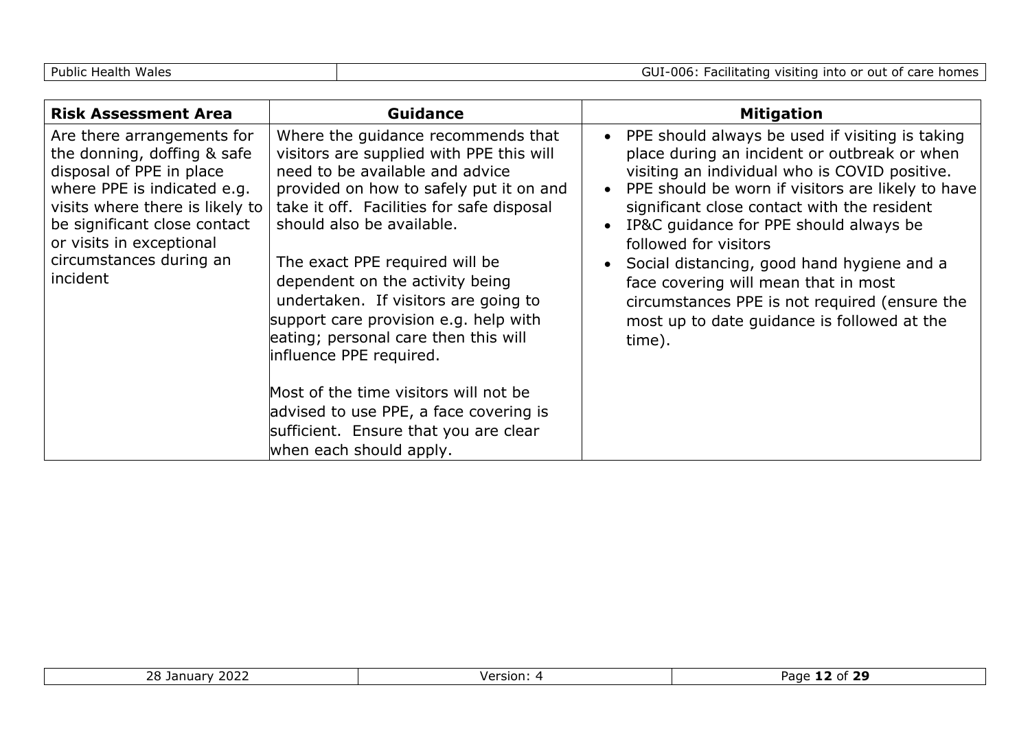| Risk Assessment Area | Guidance | Mitigation |
|---|---|---|
| Are there arrangements for the donning, doffing & safe disposal of PPE in place where PPE is indicated e.g. visits where there is likely to be significant close contact or visits in exceptional circumstances during an incident | Where the guidance recommends that visitors are supplied with PPE this will need to be available and advice provided on how to safely put it on and take it off. Facilities for safe disposal should also be available.<br><br>The exact PPE required will be dependent on the activity being undertaken. If visitors are going to support care provision e.g. help with eating; personal care then this will influence PPE required.<br><br>Most of the time visitors will not be advised to use PPE, a face covering is sufficient. Ensure that you are clear when each should apply. | • PPE should always be used if visiting is taking place during an incident or outbreak or when visiting an individual who is COVID positive.<br>• PPE should be worn if visitors are likely to have significant close contact with the resident<br>• IP&C guidance for PPE should always be followed for visitors<br>• Social distancing, good hand hygiene and a face covering will mean that in most circumstances PPE is not required (ensure the most up to date guidance is followed at the time). |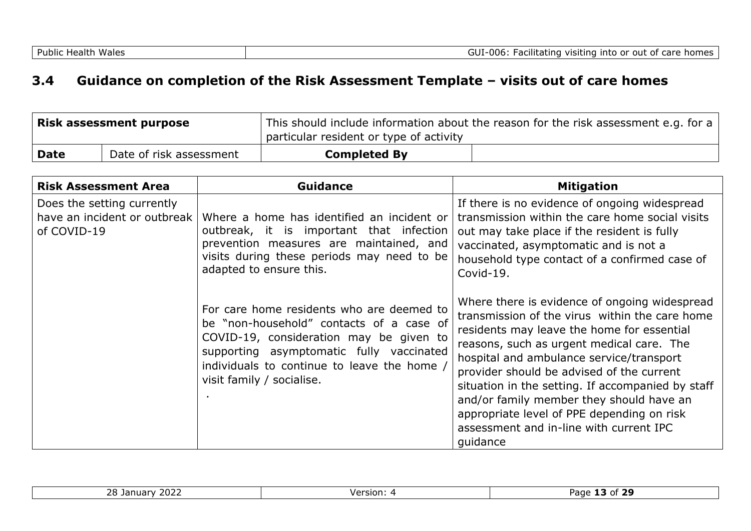## 3.4 Guidance on completion of the Risk Assessment Template – visits out of care homes

| **Risk assessment purpose** | | This should include information about the reason for the risk assessment e.g. for a particular resident or type of activity | |
|---|---|---|---|
| **Date** | Date of risk assessment | **Completed By** | |

| **Risk Assessment Area** | **Guidance** | **Mitigation** |
|---|---|---|
| Does the setting currently have an incident or outbreak of COVID-19 | Where a home has identified an incident or outbreak, it is important that infection prevention measures are maintained, and visits during these periods may need to be adapted to ensure this.<br><br>For care home residents who are deemed to be "non-household" contacts of a case of COVID-19, consideration may be given to supporting asymptomatic fully vaccinated individuals to continue to leave the home / visit family / socialise.<br>. | If there is no evidence of ongoing widespread transmission within the care home social visits out may take place if the resident is fully vaccinated, asymptomatic and is not a household type contact of a confirmed case of Covid-19.<br><br>Where there is evidence of ongoing widespread transmission of the virus within the care home residents may leave the home for essential reasons, such as urgent medical care. The hospital and ambulance service/transport provider should be advised of the current situation in the setting. If accompanied by staff and/or family member they should have an appropriate level of PPE depending on risk assessment and in-line with current IPC guidance |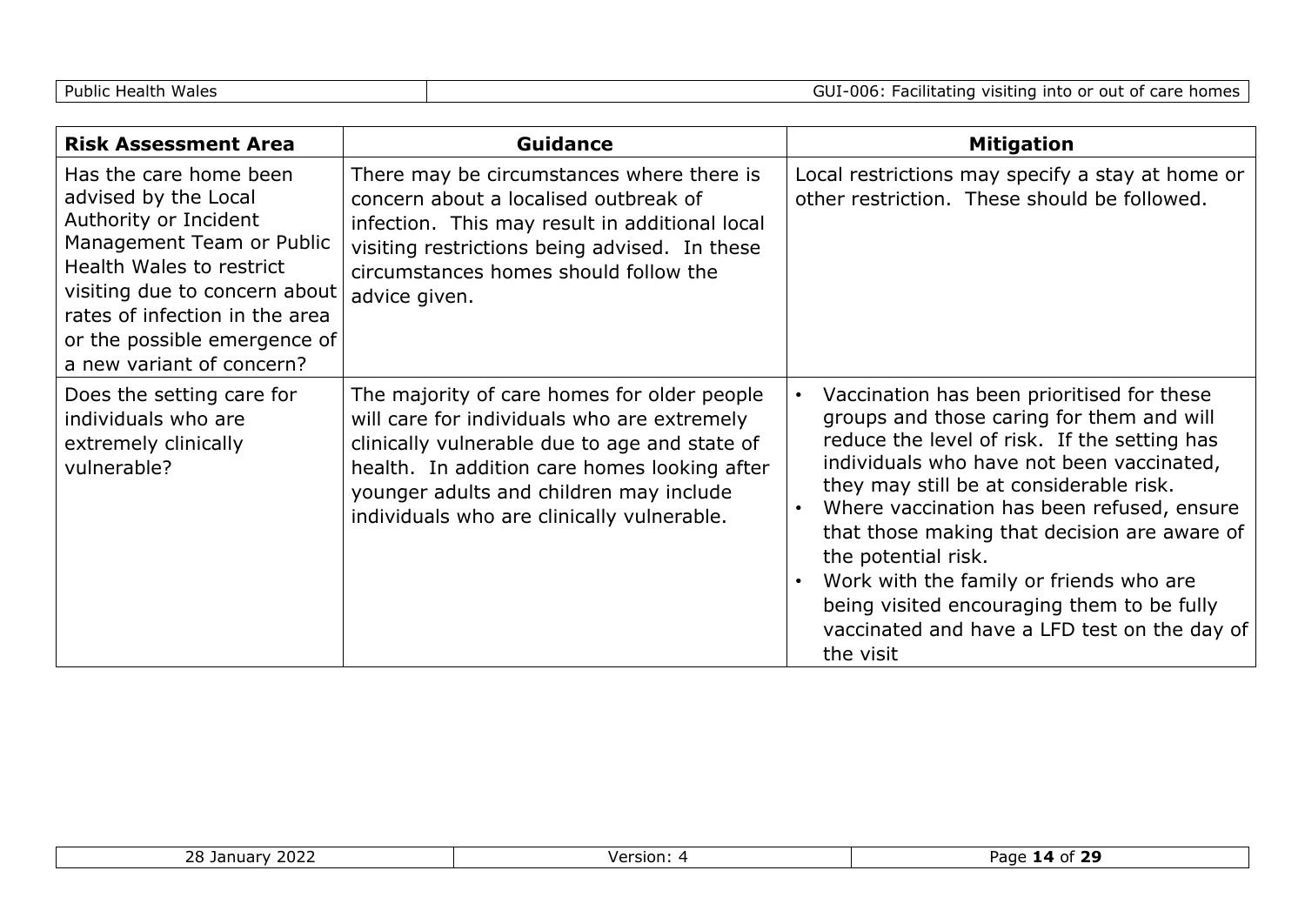| Risk Assessment Area | Guidance | Mitigation |
|---|---|---|
| Has the care home been advised by the Local Authority or Incident Management Team or Public Health Wales to restrict visiting due to concern about rates of infection in the area or the possible emergence of a new variant of concern? | There may be circumstances where there is concern about a localised outbreak of infection. This may result in additional local visiting restrictions being advised. In these circumstances homes should follow the advice given. | Local restrictions may specify a stay at home or other restriction. These should be followed. |
| Does the setting care for individuals who are extremely clinically vulnerable? | The majority of care homes for older people will care for individuals who are extremely clinically vulnerable due to age and state of health. In addition care homes looking after younger adults and children may include individuals who are clinically vulnerable. | • Vaccination has been prioritised for these groups and those caring for them and will reduce the level of risk. If the setting has individuals who have not been vaccinated, they may still be at considerable risk.<br>• Where vaccination has been refused, ensure that those making that decision are aware of the potential risk.<br>• Work with the family or friends who are being visited encouraging them to be fully vaccinated and have a LFD test on the day of the visit |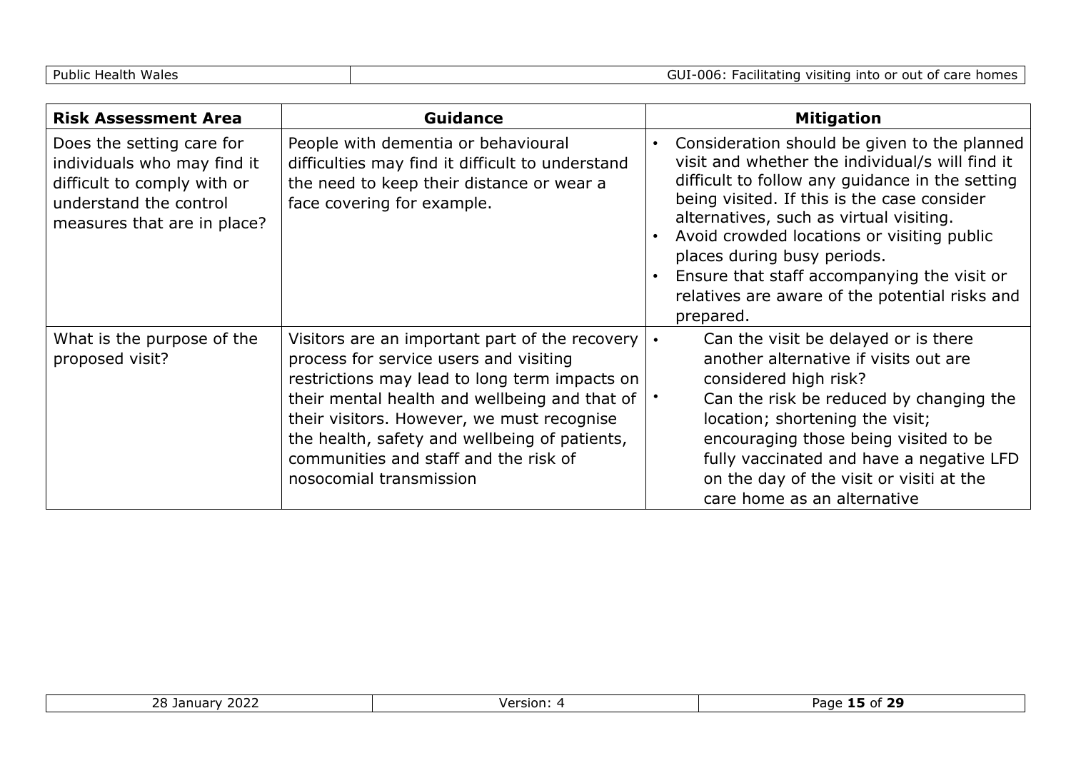| Risk Assessment Area | Guidance | Mitigation |
| --- | --- | --- |
| Does the setting care for individuals who may find it difficult to comply with or understand the control measures that are in place? | People with dementia or behavioural difficulties may find it difficult to understand the need to keep their distance or wear a face covering for example. | • Consideration should be given to the planned visit and whether the individual/s will find it difficult to follow any guidance in the setting being visited. If this is the case consider alternatives, such as virtual visiting.<br>• Avoid crowded locations or visiting public places during busy periods.<br>• Ensure that staff accompanying the visit or relatives are aware of the potential risks and prepared. |
| What is the purpose of the proposed visit? | Visitors are an important part of the recovery process for service users and visiting restrictions may lead to long term impacts on their mental health and wellbeing and that of their visitors. However, we must recognise the health, safety and wellbeing of patients, communities and staff and the risk of nosocomial transmission | • Can the visit be delayed or is there another alternative if visits out are considered high risk?<br>• Can the risk be reduced by changing the location; shortening the visit; encouraging those being visited to be fully vaccinated and have a negative LFD on the day of the visit or visiti at the care home as an alternative |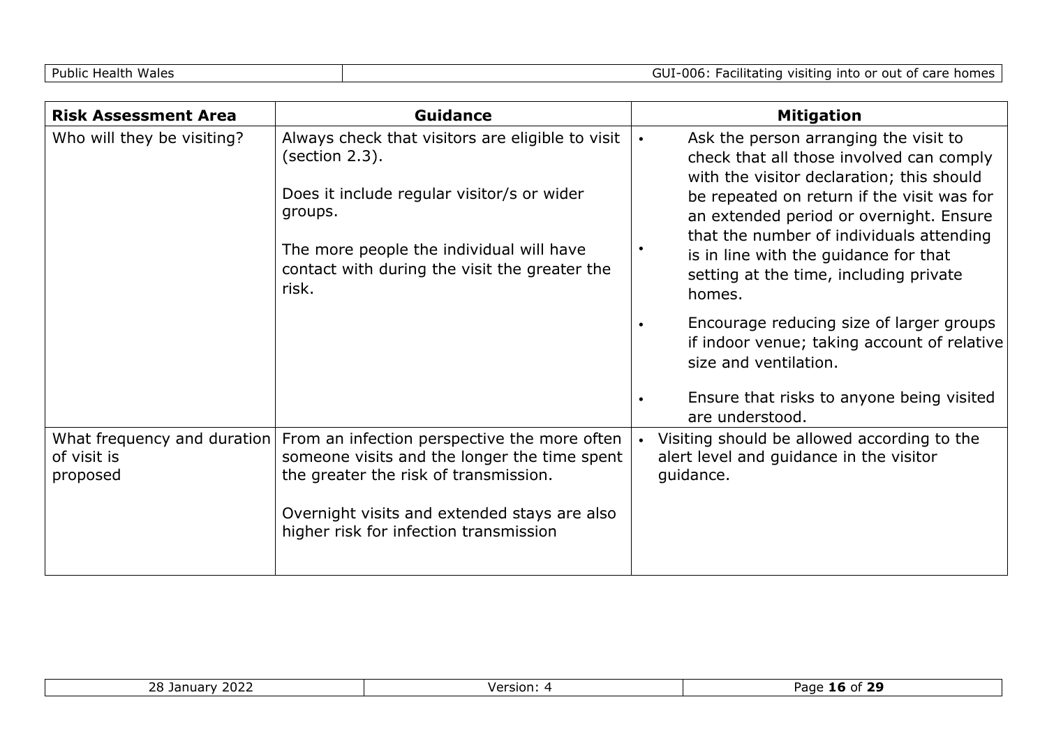| Risk Assessment Area | Guidance | Mitigation |
| --- | --- | --- |
| Who will they be visiting? | Always check that visitors are eligible to visit (section 2.3).<br><br>Does it include regular visitor/s or wider groups.<br><br>The more people the individual will have contact with during the visit the greater the risk. | • Ask the person arranging the visit to check that all those involved can comply with the visitor declaration; this should be repeated on return if the visit was for an extended period or overnight.<br>• Ensure that the number of individuals attending is in line with the guidance for that setting at the time, including private homes.<br>• Encourage reducing size of larger groups if indoor venue; taking account of relative size and ventilation.<br>• Ensure that risks to anyone being visited are understood. |
| What frequency and duration of visit is proposed | From an infection perspective the more often someone visits and the longer the time spent the greater the risk of transmission.<br><br>Overnight visits and extended stays are also higher risk for infection transmission | • Visiting should be allowed according to the alert level and guidance in the visitor guidance. |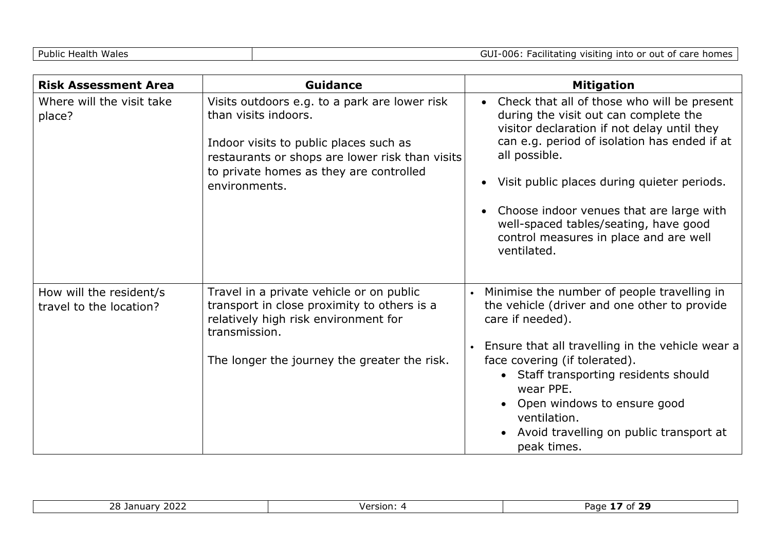| Risk Assessment Area | Guidance | Mitigation |
|---|---|---|
| Where will the visit take place? | Visits outdoors e.g. to a park are lower risk than visits indoors.<br><br>Indoor visits to public places such as restaurants or shops are lower risk than visits to private homes as they are controlled environments. | • Check that all of those who will be present during the visit out can complete the visitor declaration if not delay until they can e.g. period of isolation has ended if at all possible.<br><br>• Visit public places during quieter periods.<br><br>• Choose indoor venues that are large with well-spaced tables/seating, have good control measures in place and are well ventilated. |
| How will the resident/s travel to the location? | Travel in a private vehicle or on public transport in close proximity to others is a relatively high risk environment for transmission.<br><br>The longer the journey the greater the risk. | • Minimise the number of people travelling in the vehicle (driver and one other to provide care if needed).<br><br>• Ensure that all travelling in the vehicle wear a face covering (if tolerated).<br>&nbsp;&nbsp;&nbsp;&nbsp;• Staff transporting residents should wear PPE.<br>&nbsp;&nbsp;&nbsp;&nbsp;• Open windows to ensure good ventilation.<br>&nbsp;&nbsp;&nbsp;&nbsp;• Avoid travelling on public transport at peak times. |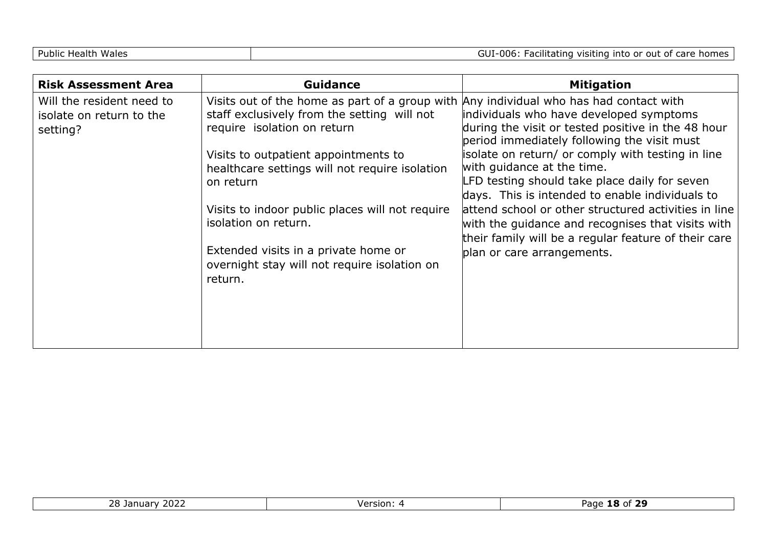| Risk Assessment Area | Guidance | Mitigation |
|---|---|---|
| Will the resident need to isolate on return to the setting? | Visits out of the home as part of a group with staff exclusively from the setting will not require isolation on return<br><br>Visits to outpatient appointments to healthcare settings will not require isolation on return<br><br>Visits to indoor public places will not require isolation on return.<br><br>Extended visits in a private home or overnight stay will not require isolation on return. | Any individual who has had contact with individuals who have developed symptoms during the visit or tested positive in the 48 hour period immediately following the visit must isolate on return/ or comply with testing in line with guidance at the time.<br>LFD testing should take place daily for seven days. This is intended to enable individuals to attend school or other structured activities in line with the guidance and recognises that visits with their family will be a regular feature of their care plan or care arrangements. |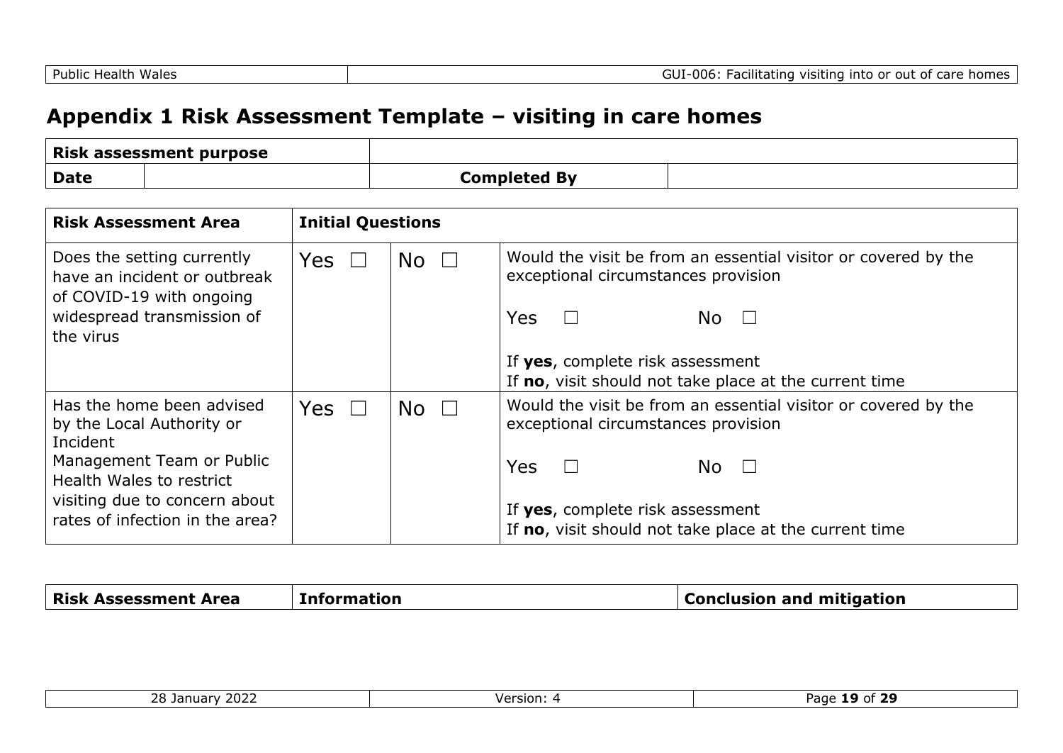# Appendix 1 Risk Assessment Template – visiting in care homes

| **Risk assessment purpose** | | | |
|---|---|---|---|
| **Date** | | **Completed By** | |

| **Risk Assessment Area** | **Initial Questions** | | |
|---|---|---|---|
| Does the setting currently have an incident or outbreak of COVID-19 with ongoing widespread transmission of the virus | Yes ☐ | No ☐ | Would the visit be from an essential visitor or covered by the exceptional circumstances provision<br><br>Yes ☐ No ☐<br><br>If **yes**, complete risk assessment<br>If **no**, visit should not take place at the current time |
| Has the home been advised by the Local Authority or Incident Management Team or Public Health Wales to restrict visiting due to concern about rates of infection in the area? | Yes ☐ | No ☐ | Would the visit be from an essential visitor or covered by the exceptional circumstances provision<br><br>Yes ☐ No ☐<br><br>If **yes**, complete risk assessment<br>If **no**, visit should not take place at the current time |

| **Risk Assessment Area** | **Information** | **Conclusion and mitigation** |
|---|---|---|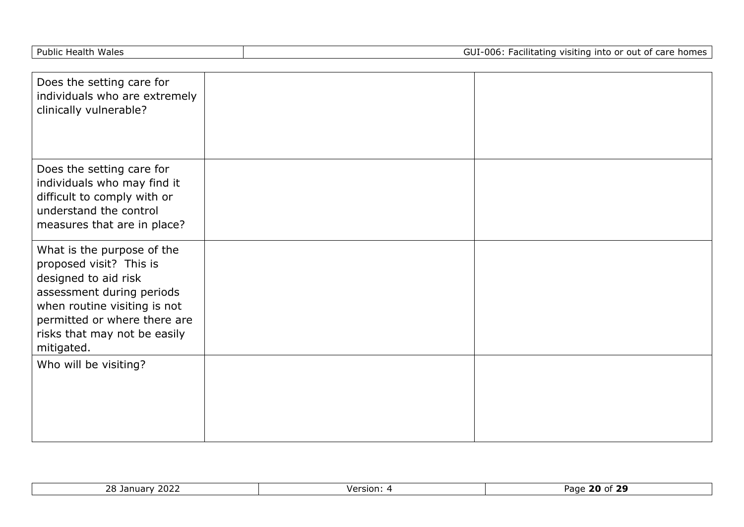| | | |
|---|---|---|
| Does the setting care for individuals who are extremely clinically vulnerable? | | |
| Does the setting care for individuals who may find it difficult to comply with or understand the control measures that are in place? | | |
| What is the purpose of the proposed visit? This is designed to aid risk assessment during periods when routine visiting is not permitted or where there are risks that may not be easily mitigated. | | |
| Who will be visiting? | | |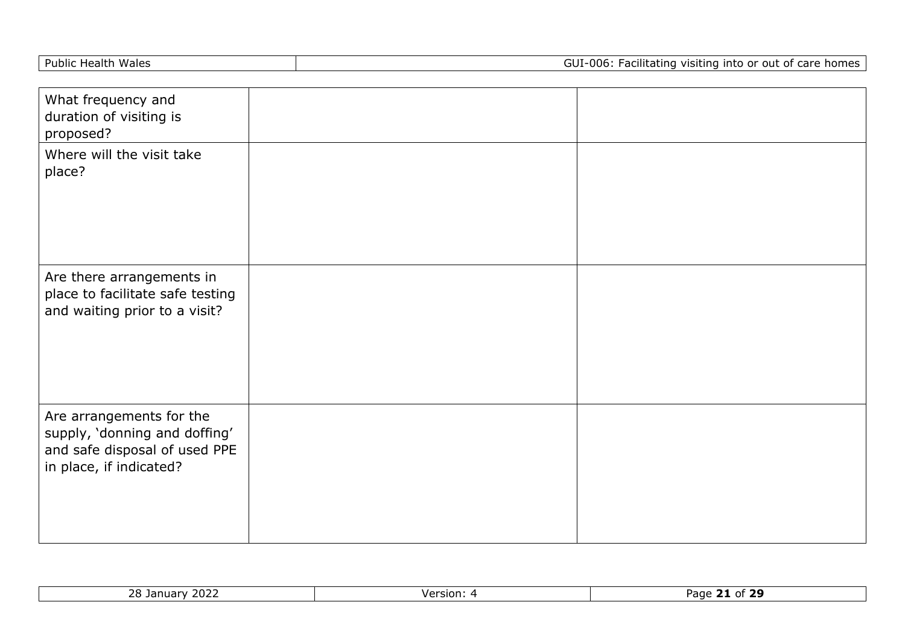| | | |
|---|---|---|
| What frequency and duration of visiting is proposed? | | |
| Where will the visit take place? | | |
| Are there arrangements in place to facilitate safe testing and waiting prior to a visit? | | |
| Are arrangements for the supply, 'donning and doffing' and safe disposal of used PPE in place, if indicated? | | |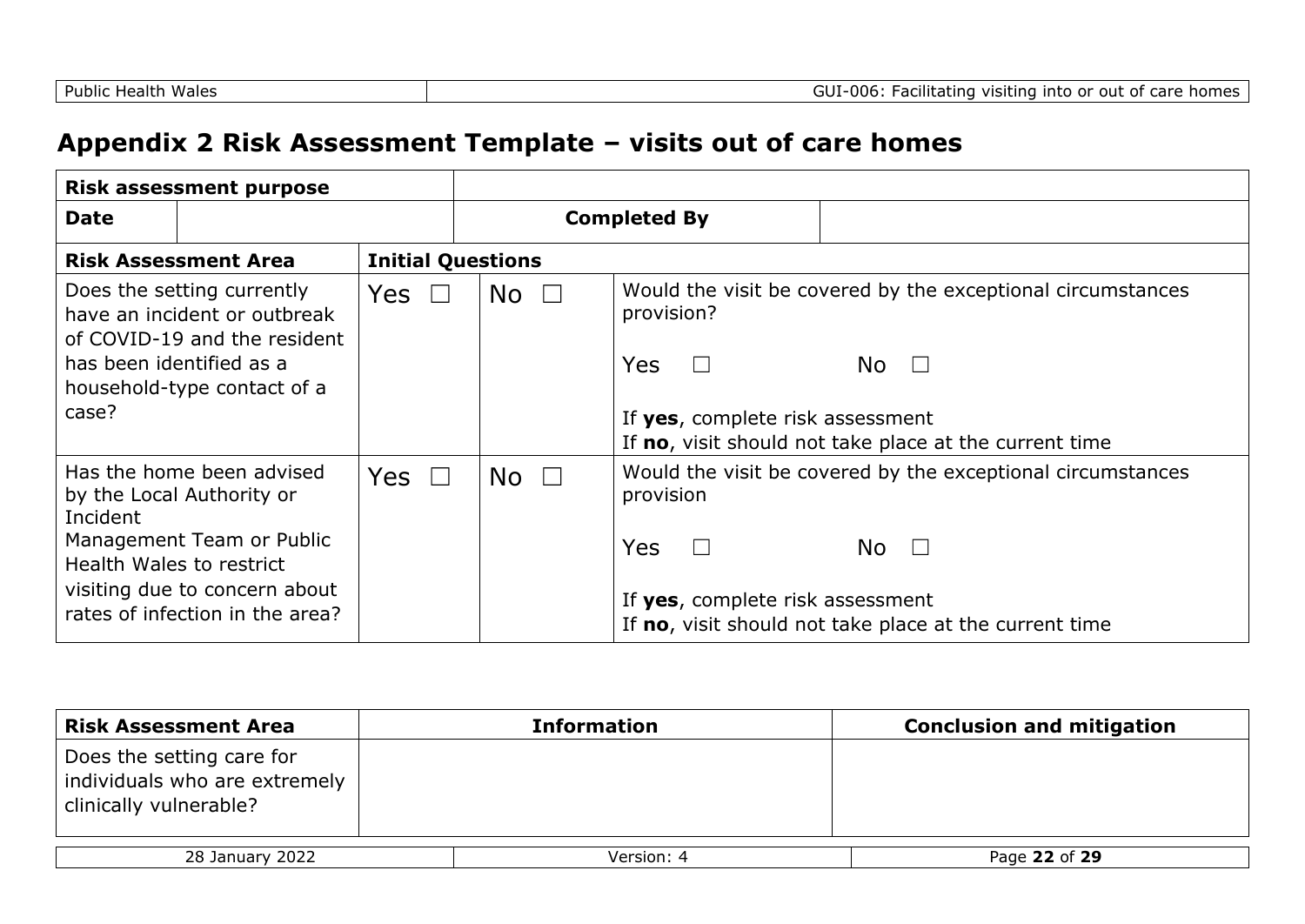## Appendix 2 Risk Assessment Template – visits out of care homes

| **Risk assessment purpose** | | | |
|---|---|---|---|
| **Date** | | **Completed By** | |

| **Risk Assessment Area** | **Initial Questions** | | |
|---|---|---|---|
| Does the setting currently have an incident or outbreak of COVID-19 and the resident has been identified as a household-type contact of a case? | Yes ☐ | No ☐ | Would the visit be covered by the exceptional circumstances provision?<br><br>Yes ☐ No ☐<br><br>If **yes**, complete risk assessment<br>If **no**, visit should not take place at the current time |
| Has the home been advised by the Local Authority or Incident Management Team or Public Health Wales to restrict visiting due to concern about rates of infection in the area? | Yes ☐ | No ☐ | Would the visit be covered by the exceptional circumstances provision<br><br>Yes ☐ No ☐<br><br>If **yes**, complete risk assessment<br>If **no**, visit should not take place at the current time |

| **Risk Assessment Area** | **Information** | **Conclusion and mitigation** |
|---|---|---|
| Does the setting care for individuals who are extremely clinically vulnerable? | | |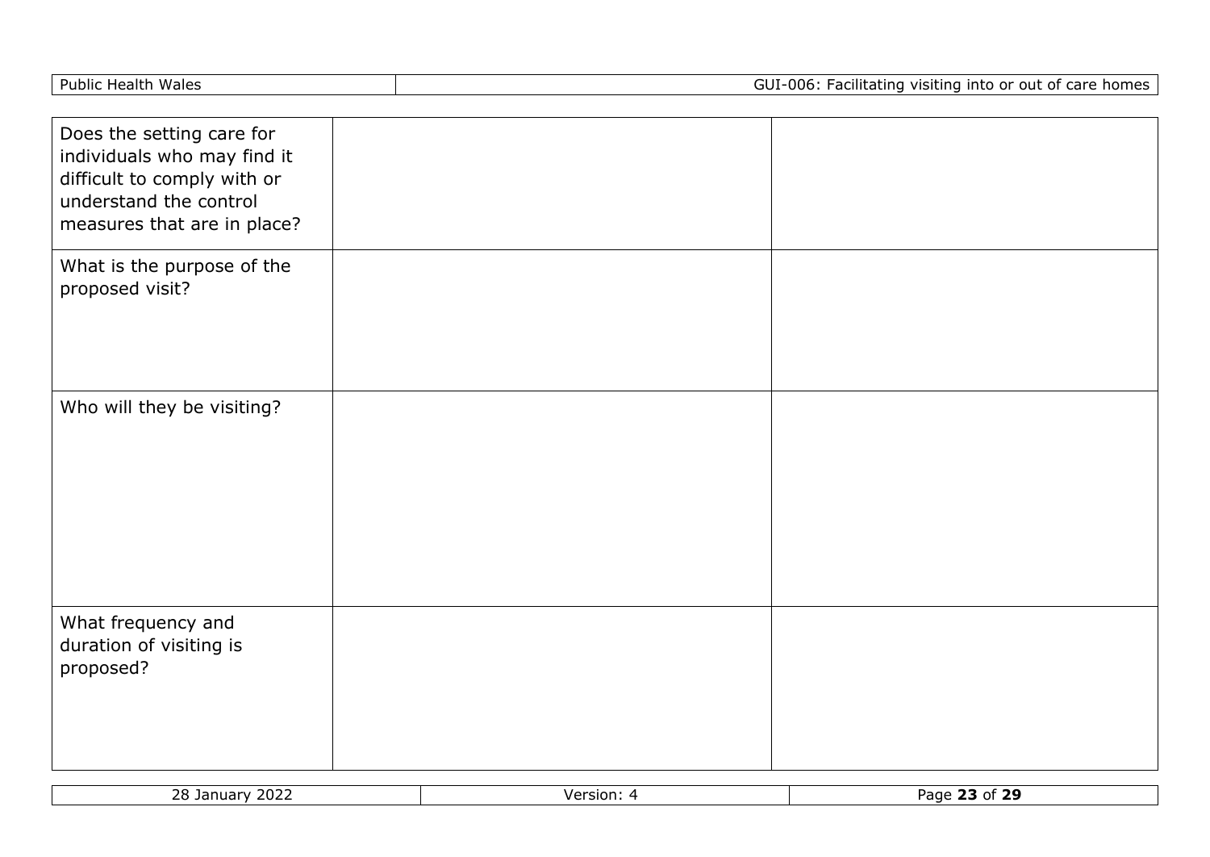| | | |
|---|---|---|
| Does the setting care for individuals who may find it difficult to comply with or understand the control measures that are in place? | | |
| What is the purpose of the proposed visit? | | |
| Who will they be visiting? | | |
| What frequency and duration of visiting is proposed? | | |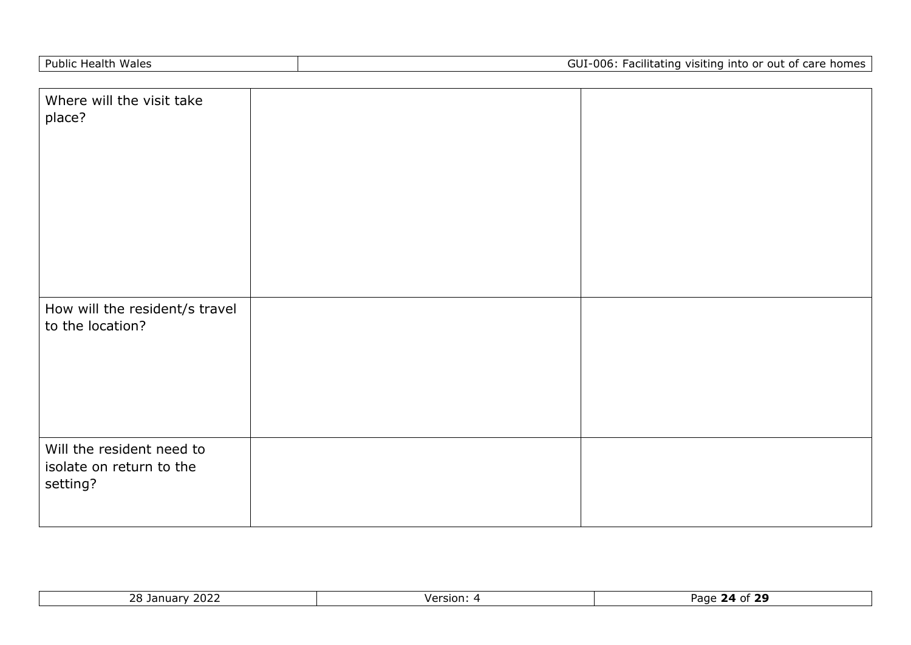| | | |
|---|---|---|
| Where will the visit take place? | | |
| How will the resident/s travel to the location? | | |
| Will the resident need to isolate on return to the setting? | | |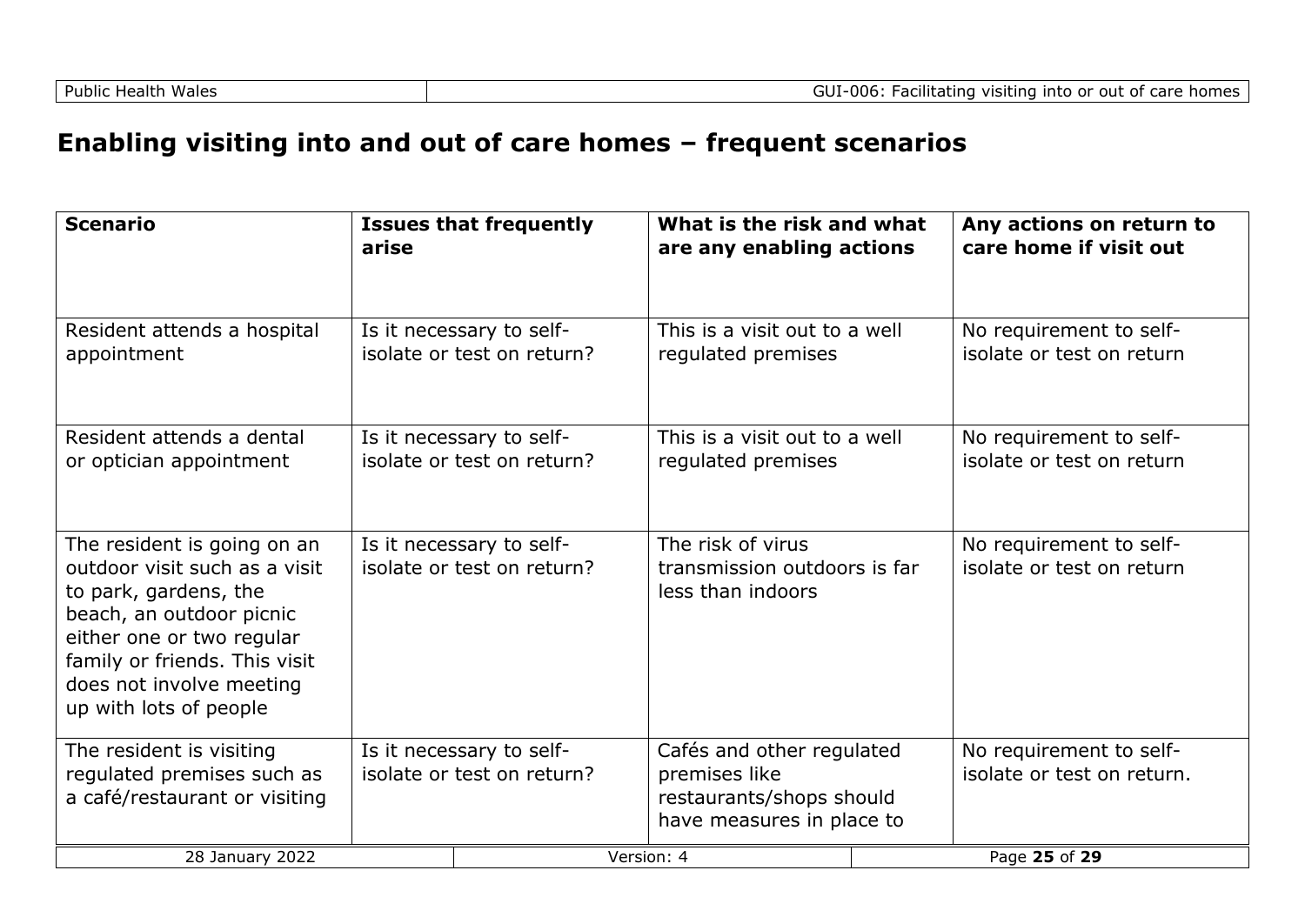## Enabling visiting into and out of care homes – frequent scenarios

| Scenario | Issues that frequently arise | What is the risk and what are any enabling actions | Any actions on return to care home if visit out |
|---|---|---|---|
| Resident attends a hospital appointment | Is it necessary to self-isolate or test on return? | This is a visit out to a well regulated premises | No requirement to self-isolate or test on return |
| Resident attends a dental or optician appointment | Is it necessary to self-isolate or test on return? | This is a visit out to a well regulated premises | No requirement to self-isolate or test on return |
| The resident is going on an outdoor visit such as a visit to park, gardens, the beach, an outdoor picnic either one or two regular family or friends. This visit does not involve meeting up with lots of people | Is it necessary to self-isolate or test on return? | The risk of virus transmission outdoors is far less than indoors | No requirement to self-isolate or test on return |
| The resident is visiting regulated premises such as a café/restaurant or visiting | Is it necessary to self-isolate or test on return? | Cafés and other regulated premises like restaurants/shops should have measures in place to | No requirement to self-isolate or test on return. |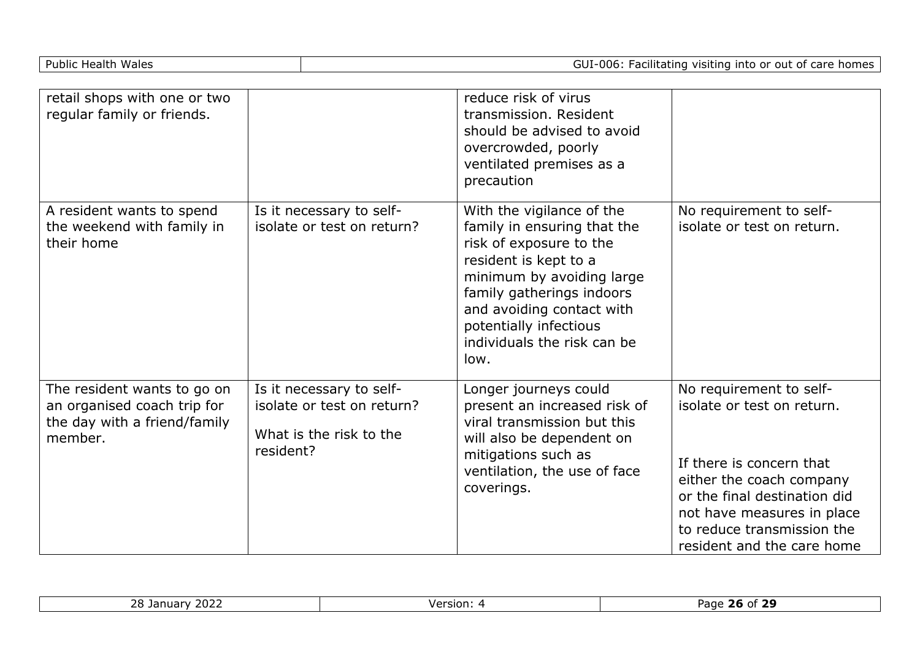| | | | |
|---|---|---|---|
| retail shops with one or two regular family or friends. | | reduce risk of virus transmission. Resident should be advised to avoid overcrowded, poorly ventilated premises as a precaution | |
| A resident wants to spend the weekend with family in their home | Is it necessary to self-isolate or test on return? | With the vigilance of the family in ensuring that the risk of exposure to the resident is kept to a minimum by avoiding large family gatherings indoors and avoiding contact with potentially infectious individuals the risk can be low. | No requirement to self-isolate or test on return. |
| The resident wants to go on an organised coach trip for the day with a friend/family member. | Is it necessary to self-isolate or test on return?<br><br>What is the risk to the resident? | Longer journeys could present an increased risk of viral transmission but this will also be dependent on mitigations such as ventilation, the use of face coverings. | No requirement to self-isolate or test on return.<br><br>If there is concern that either the coach company or the final destination did not have measures in place to reduce transmission the resident and the care home |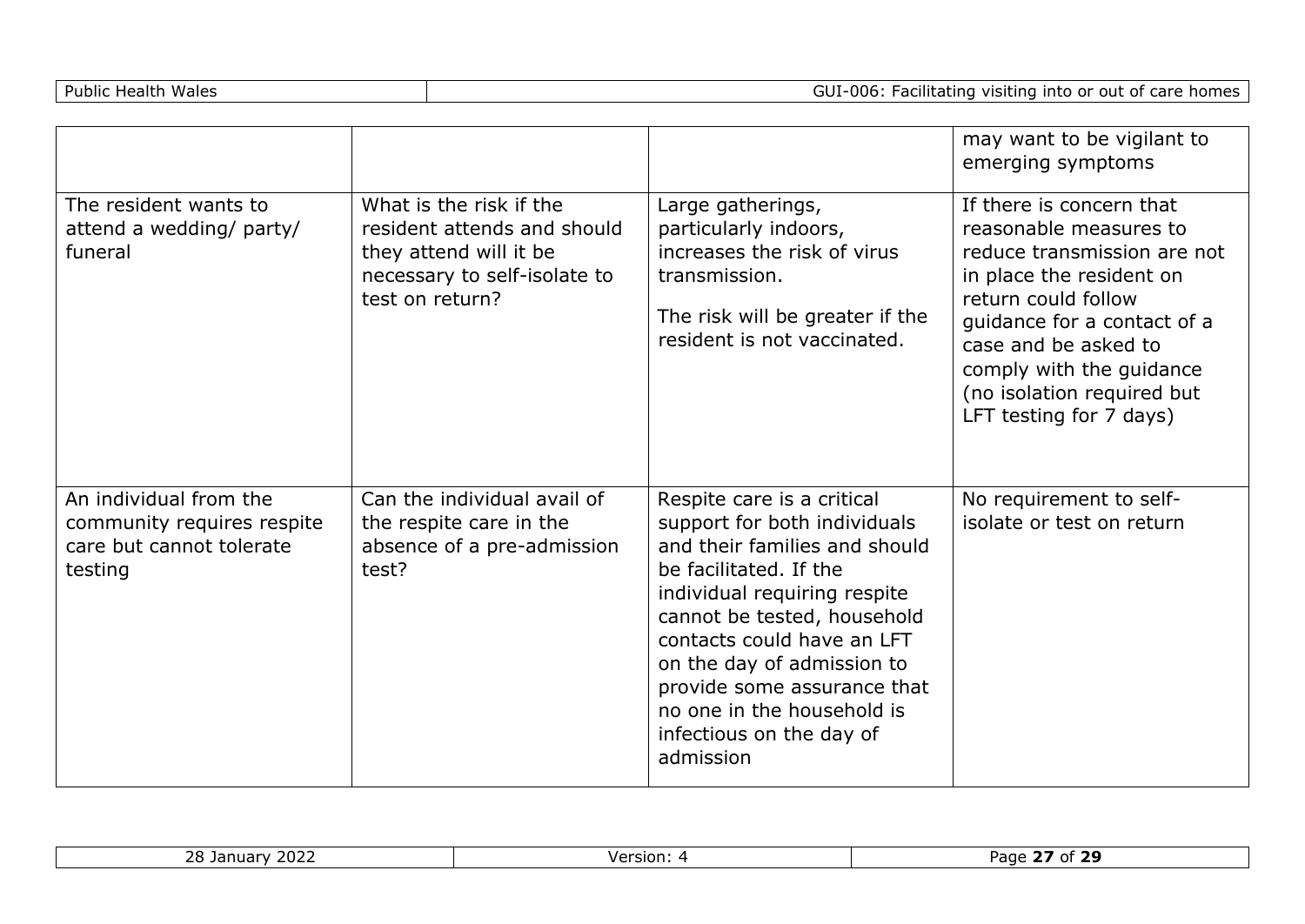| | | | may want to be vigilant to emerging symptoms |
|---|---|---|---|
| The resident wants to attend a wedding/ party/ funeral | What is the risk if the resident attends and should they attend will it be necessary to self-isolate to test on return? | Large gatherings, particularly indoors, increases the risk of virus transmission.<br><br>The risk will be greater if the resident is not vaccinated. | If there is concern that reasonable measures to reduce transmission are not in place the resident on return could follow guidance for a contact of a case and be asked to comply with the guidance (no isolation required but LFT testing for 7 days) |
| An individual from the community requires respite care but cannot tolerate testing | Can the individual avail of the respite care in the absence of a pre-admission test? | Respite care is a critical support for both individuals and their families and should be facilitated. If the individual requiring respite cannot be tested, household contacts could have an LFT on the day of admission to provide some assurance that no one in the household is infectious on the day of admission | No requirement to self-isolate or test on return |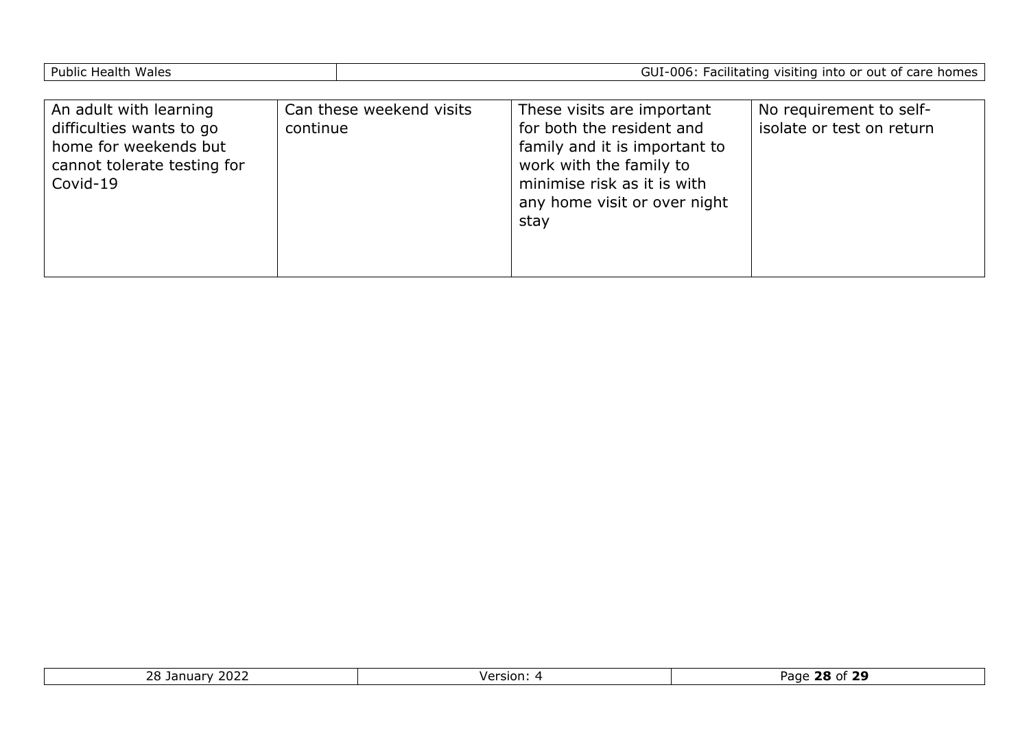| An adult with learning difficulties wants to go home for weekends but cannot tolerate testing for Covid-19 | Can these weekend visits continue | These visits are important for both the resident and family and it is important to work with the family to minimise risk as it is with any home visit or over night stay | No requirement to self-isolate or test on return |
|---|---|---|---|